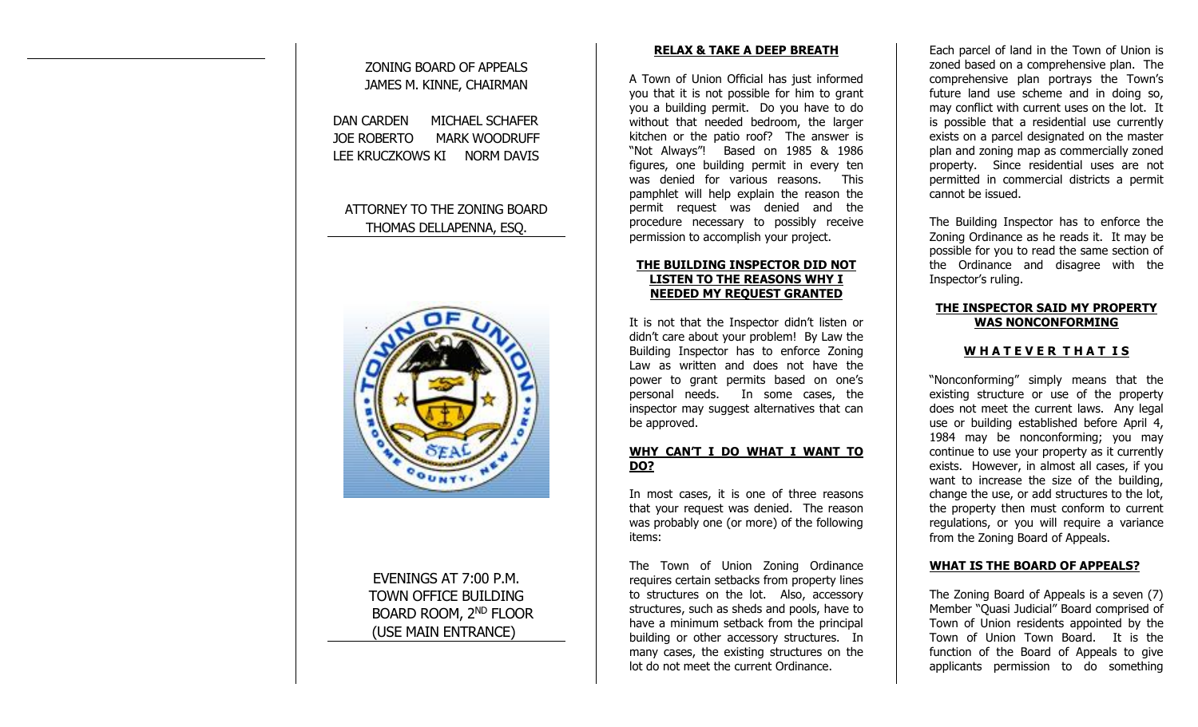ZONING BOARD OF APPEALS
JAMES M. KINNE, CHAIRMAN

DAN CARDEN MICHAEL SCHAFER
JOE ROBERTO MARK WOODRUFF
LEE KRUCZKOWS KI NORM DAVIS

ATTORNEY TO THE ZONING BOARD
THOMAS DELLAPENNA, ESQ.

EVENINGS AT 7:00 P.M.
TOWN OFFICE BUILDING
BOARD ROOM, 2ND FLOOR
(USE MAIN ENTRANCE)

## RELAX & TAKE A DEEP BREATH

A Town of Union Official has just informed you that it is not possible for him to grant you a building permit. Do you have to do without that needed bedroom, the larger kitchen or the patio roof? The answer is "Not Always"! Based on 1985 & 1986 figures, one building permit in every ten was denied for various reasons. This pamphlet will help explain the reason the permit request was denied and the procedure necessary to possibly receive permission to accomplish your project.

## THE BUILDING INSPECTOR DID NOT LISTEN TO THE REASONS WHY I NEEDED MY REQUEST GRANTED

It is not that the Inspector didn't listen or didn't care about your problem! By Law the Building Inspector has to enforce Zoning Law as written and does not have the power to grant permits based on one's personal needs. In some cases, the inspector may suggest alternatives that can be approved.

## WHY CAN'T I DO WHAT I WANT TO DO?

In most cases, it is one of three reasons that your request was denied. The reason was probably one (or more) of the following items:

The Town of Union Zoning Ordinance requires certain setbacks from property lines to structures on the lot. Also, accessory structures, such as sheds and pools, have to have a minimum setback from the principal building or other accessory structures. In many cases, the existing structures on the lot do not meet the current Ordinance.

Each parcel of land in the Town of Union is zoned based on a comprehensive plan. The comprehensive plan portrays the Town's future land use scheme and in doing so, may conflict with current uses on the lot. It is possible that a residential use currently exists on a parcel designated on the master plan and zoning map as commercially zoned property. Since residential uses are not permitted in commercial districts a permit cannot be issued.

The Building Inspector has to enforce the Zoning Ordinance as he reads it. It may be possible for you to read the same section of the Ordinance and disagree with the Inspector's ruling.

## THE INSPECTOR SAID MY PROPERTY WAS NONCONFORMING

## W H A T E V E R T H A T I S

"Nonconforming" simply means that the existing structure or use of the property does not meet the current laws. Any legal use or building established before April 4, 1984 may be nonconforming; you may continue to use your property as it currently exists. However, in almost all cases, if you want to increase the size of the building, change the use, or add structures to the lot, the property then must conform to current regulations, or you will require a variance from the Zoning Board of Appeals.

## WHAT IS THE BOARD OF APPEALS?

The Zoning Board of Appeals is a seven (7) Member "Quasi Judicial" Board comprised of Town of Union residents appointed by the Town of Union Town Board. It is the function of the Board of Appeals to give applicants permission to do something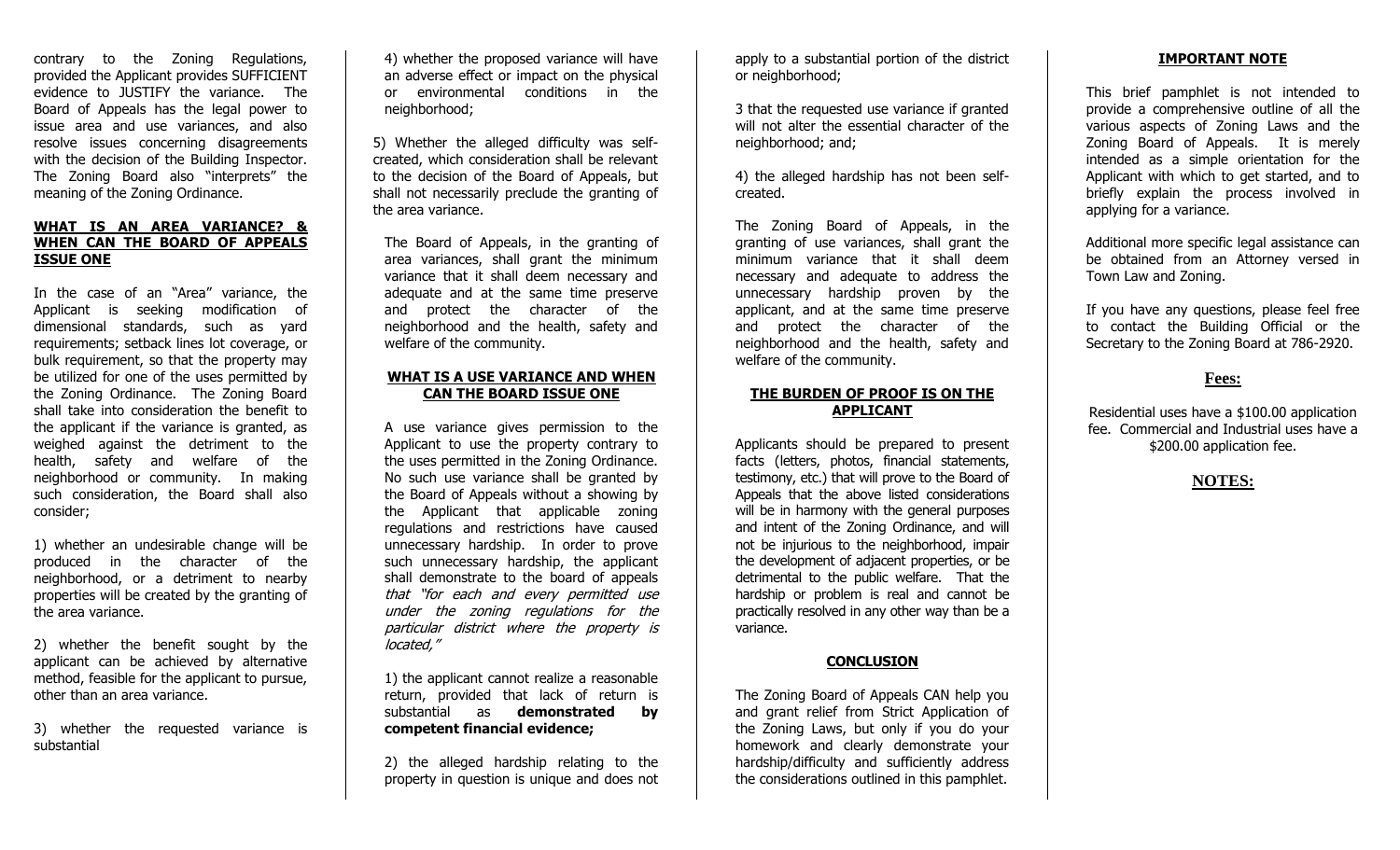contrary to the Zoning Regulations, provided the Applicant provides SUFFICIENT evidence to JUSTIFY the variance. The Board of Appeals has the legal power to issue area and use variances, and also resolve issues concerning disagreements with the decision of the Building Inspector. The Zoning Board also "interprets" the meaning of the Zoning Ordinance.

## WHAT IS AN AREA VARIANCE? & WHEN CAN THE BOARD OF APPEALS ISSUE ONE

In the case of an "Area" variance, the Applicant is seeking modification of dimensional standards, such as yard requirements; setback lines lot coverage, or bulk requirement, so that the property may be utilized for one of the uses permitted by the Zoning Ordinance. The Zoning Board shall take into consideration the benefit to the applicant if the variance is granted, as weighed against the detriment to the health, safety and welfare of the neighborhood or community. In making such consideration, the Board shall also consider;

1) whether an undesirable change will be produced in the character of the neighborhood, or a detriment to nearby properties will be created by the granting of the area variance.

2) whether the benefit sought by the applicant can be achieved by alternative method, feasible for the applicant to pursue, other than an area variance.

3) whether the requested variance is substantial

4) whether the proposed variance will have an adverse effect or impact on the physical or environmental conditions in the neighborhood;

5) Whether the alleged difficulty was self-created, which consideration shall be relevant to the decision of the Board of Appeals, but shall not necessarily preclude the granting of the area variance.

The Board of Appeals, in the granting of area variances, shall grant the minimum variance that it shall deem necessary and adequate and at the same time preserve and protect the character of the neighborhood and the health, safety and welfare of the community.

## WHAT IS A USE VARIANCE AND WHEN CAN THE BOARD ISSUE ONE

A use variance gives permission to the Applicant to use the property contrary to the uses permitted in the Zoning Ordinance. No such use variance shall be granted by the Board of Appeals without a showing by the Applicant that applicable zoning regulations and restrictions have caused unnecessary hardship. In order to prove such unnecessary hardship, the applicant shall demonstrate to the board of appeals *that "for each and every permitted use under the zoning regulations for the particular district where the property is located,"*

1) the applicant cannot realize a reasonable return, provided that lack of return is substantial as **demonstrated by competent financial evidence;**

2) the alleged hardship relating to the property in question is unique and does not apply to a substantial portion of the district or neighborhood;

3 that the requested use variance if granted will not alter the essential character of the neighborhood; and;

4) the alleged hardship has not been self-created.

The Zoning Board of Appeals, in the granting of use variances, shall grant the minimum variance that it shall deem necessary and adequate to address the unnecessary hardship proven by the applicant, and at the same time preserve and protect the character of the neighborhood and the health, safety and welfare of the community.

## THE BURDEN OF PROOF IS ON THE APPLICANT

Applicants should be prepared to present facts (letters, photos, financial statements, testimony, etc.) that will prove to the Board of Appeals that the above listed considerations will be in harmony with the general purposes and intent of the Zoning Ordinance, and will not be injurious to the neighborhood, impair the development of adjacent properties, or be detrimental to the public welfare. That the hardship or problem is real and cannot be practically resolved in any other way than be a variance.

## CONCLUSION

The Zoning Board of Appeals CAN help you and grant relief from Strict Application of the Zoning Laws, but only if you do your homework and clearly demonstrate your hardship/difficulty and sufficiently address the considerations outlined in this pamphlet.

## IMPORTANT NOTE

This brief pamphlet is not intended to provide a comprehensive outline of all the various aspects of Zoning Laws and the Zoning Board of Appeals. It is merely intended as a simple orientation for the Applicant with which to get started, and to briefly explain the process involved in applying for a variance.

Additional more specific legal assistance can be obtained from an Attorney versed in Town Law and Zoning.

If you have any questions, please feel free to contact the Building Official or the Secretary to the Zoning Board at 786-2920.

## Fees:

Residential uses have a $100.00 application fee. Commercial and Industrial uses have a $200.00 application fee.

## NOTES: